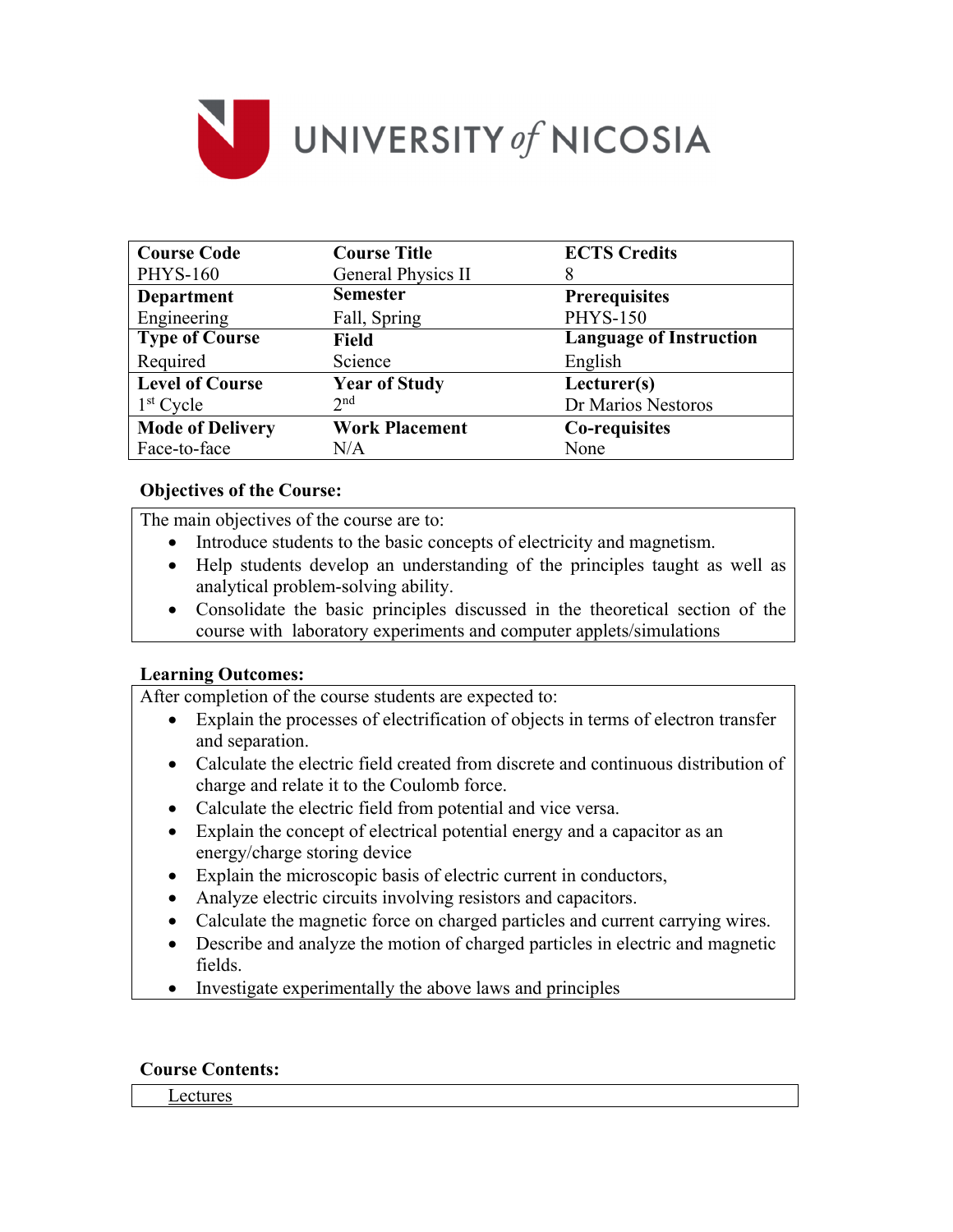# UNIVERSITY of NICOSIA

| Course Code | Course Title | ECTS Credits |
|---|---|---|
| PHYS-160 | General Physics II | 8 |
| **Department** | **Semester** | **Prerequisites** |
| Engineering | Fall, Spring | PHYS-150 |
| **Type of Course** | **Field** | **Language of Instruction** |
| Required | Science | English |
| **Level of Course** | **Year of Study** | **Lecturer(s)** |
| 1st Cycle | 2nd | Dr Marios Nestoros |
| **Mode of Delivery** | **Work Placement** | **Co-requisites** |
| Face-to-face | N/A | None |

**Objectives of the Course:**

The main objectives of the course are to:

- Introduce students to the basic concepts of electricity and magnetism.
- Help students develop an understanding of the principles taught as well as analytical problem-solving ability.
- Consolidate the basic principles discussed in the theoretical section of the course with laboratory experiments and computer applets/simulations

**Learning Outcomes:**

After completion of the course students are expected to:

- Explain the processes of electrification of objects in terms of electron transfer and separation.
- Calculate the electric field created from discrete and continuous distribution of charge and relate it to the Coulomb force.
- Calculate the electric field from potential and vice versa.
- Explain the concept of electrical potential energy and a capacitor as an energy/charge storing device
- Explain the microscopic basis of electric current in conductors,
- Analyze electric circuits involving resistors and capacitors.
- Calculate the magnetic force on charged particles and current carrying wires.
- Describe and analyze the motion of charged particles in electric and magnetic fields.
- Investigate experimentally the above laws and principles

**Course Contents:**

Lectures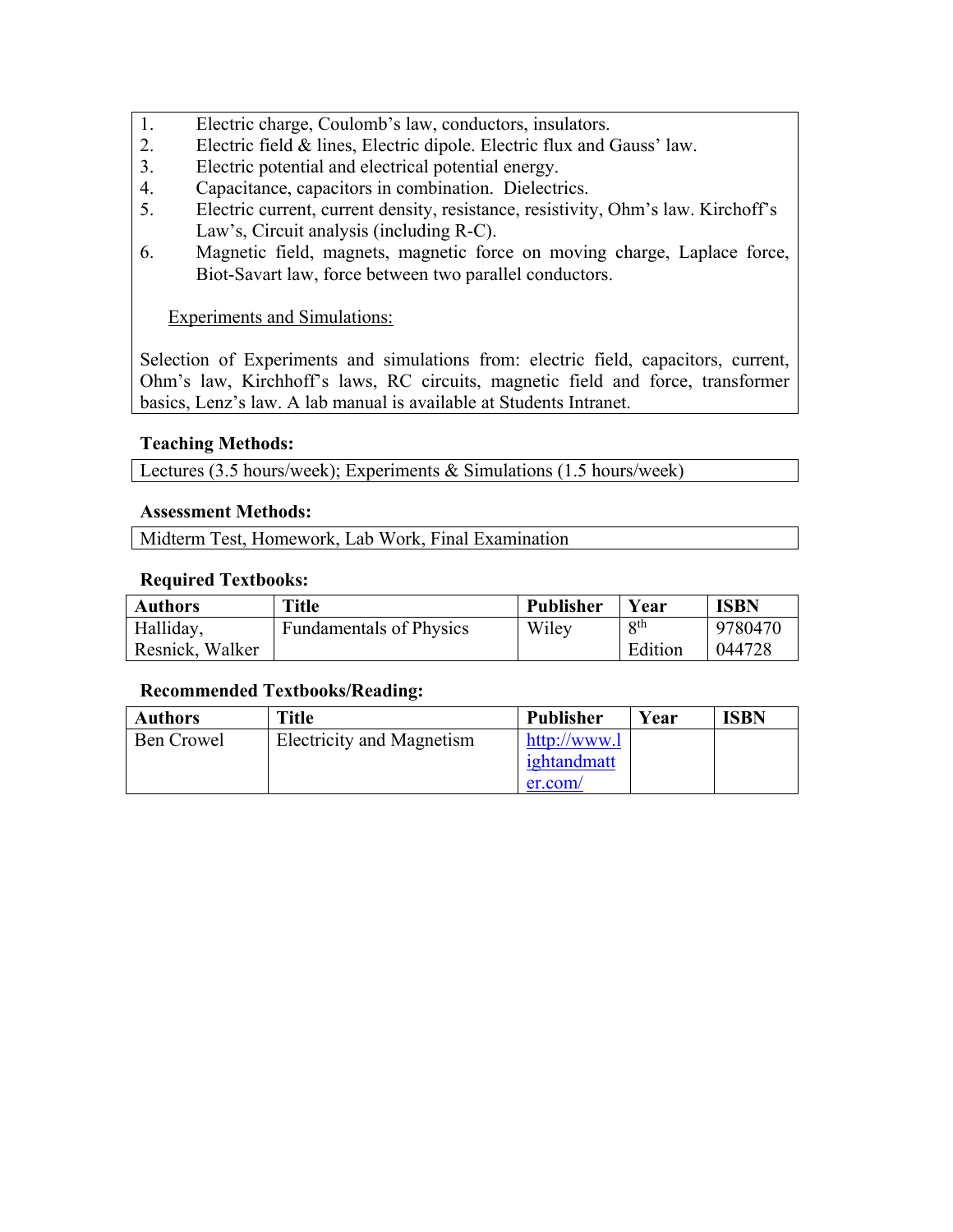1. Electric charge, Coulomb's law, conductors, insulators.
2. Electric field & lines, Electric dipole. Electric flux and Gauss' law.
3. Electric potential and electrical potential energy.
4. Capacitance, capacitors in combination. Dielectrics.
5. Electric current, current density, resistance, resistivity, Ohm's law. Kirchoff's Law's, Circuit analysis (including R-C).
6. Magnetic field, magnets, magnetic force on moving charge, Laplace force, Biot-Savart law, force between two parallel conductors.

Experiments and Simulations:

Selection of Experiments and simulations from: electric field, capacitors, current, Ohm's law, Kirchhoff's laws, RC circuits, magnetic field and force, transformer basics, Lenz's law. A lab manual is available at Students Intranet.

**Teaching Methods:**

Lectures (3.5 hours/week); Experiments & Simulations (1.5 hours/week)

**Assessment Methods:**

Midterm Test, Homework, Lab Work, Final Examination

**Required Textbooks:**

| Authors | Title | Publisher | Year | ISBN |
|---|---|---|---|---|
| Halliday, Resnick, Walker | Fundamentals of Physics | Wiley | 8th Edition | 9780470044728 |

**Recommended Textbooks/Reading:**

| Authors | Title | Publisher | Year | ISBN |
|---|---|---|---|---|
| Ben Crowel | Electricity and Magnetism | http://www.lightandmatter.com/ | | |